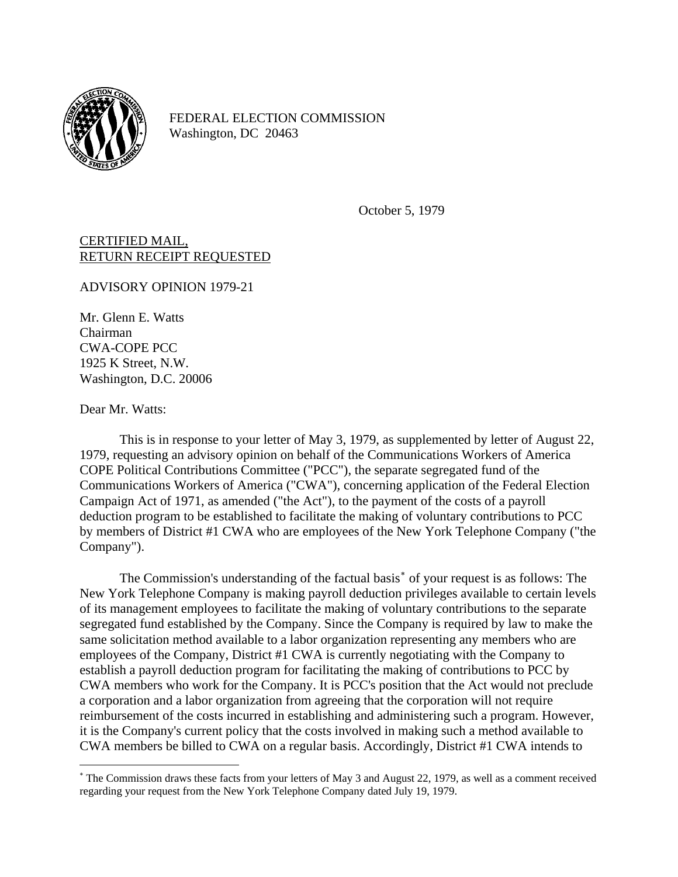FEDERAL ELECTION COMMISSION
Washington, DC 20463

October 5, 1979

CERTIFIED MAIL,
RETURN RECEIPT REQUESTED

ADVISORY OPINION 1979-21

Mr. Glenn E. Watts
Chairman
CWA-COPE PCC
1925 K Street, N.W.
Washington, D.C. 20006

Dear Mr. Watts:

This is in response to your letter of May 3, 1979, as supplemented by letter of August 22, 1979, requesting an advisory opinion on behalf of the Communications Workers of America COPE Political Contributions Committee ("PCC"), the separate segregated fund of the Communications Workers of America ("CWA"), concerning application of the Federal Election Campaign Act of 1971, as amended ("the Act"), to the payment of the costs of a payroll deduction program to be established to facilitate the making of voluntary contributions to PCC by members of District #1 CWA who are employees of the New York Telephone Company ("the Company").

The Commission's understanding of the factual basis* of your request is as follows: The New York Telephone Company is making payroll deduction privileges available to certain levels of its management employees to facilitate the making of voluntary contributions to the separate segregated fund established by the Company. Since the Company is required by law to make the same solicitation method available to a labor organization representing any members who are employees of the Company, District #1 CWA is currently negotiating with the Company to establish a payroll deduction program for facilitating the making of contributions to PCC by CWA members who work for the Company. It is PCC's position that the Act would not preclude a corporation and a labor organization from agreeing that the corporation will not require reimbursement of the costs incurred in establishing and administering such a program. However, it is the Company's current policy that the costs involved in making such a method available to CWA members be billed to CWA on a regular basis. Accordingly, District #1 CWA intends to

* The Commission draws these facts from your letters of May 3 and August 22, 1979, as well as a comment received regarding your request from the New York Telephone Company dated July 19, 1979.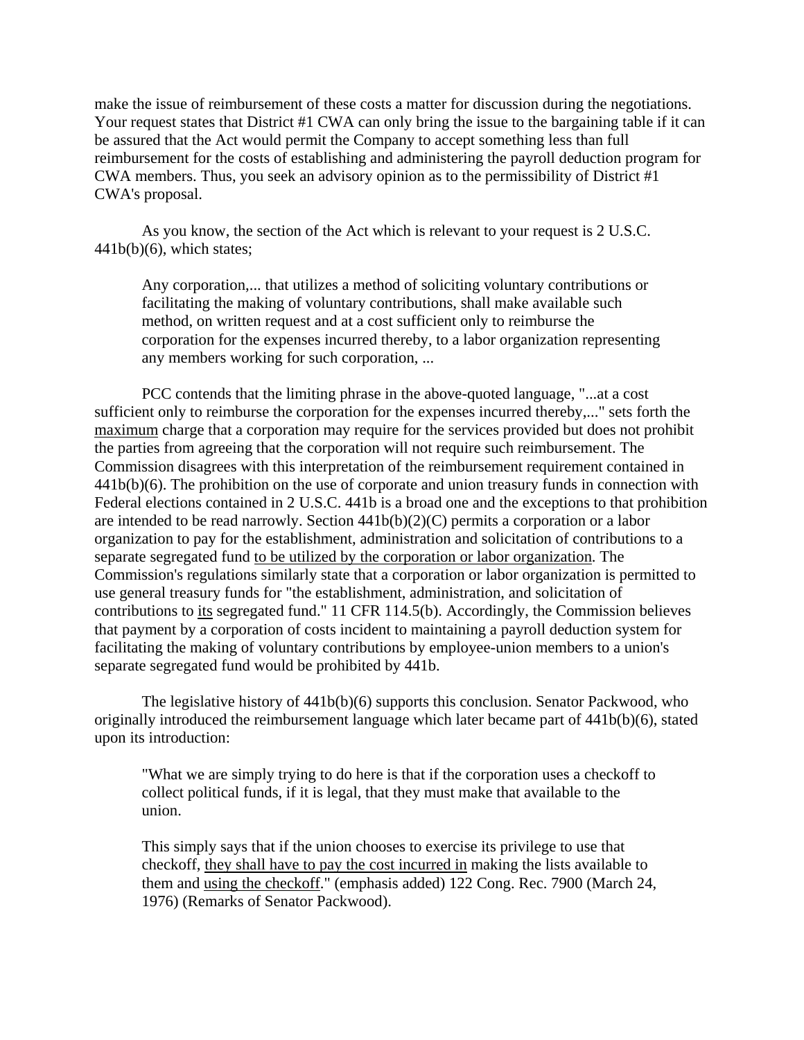make the issue of reimbursement of these costs a matter for discussion during the negotiations. Your request states that District #1 CWA can only bring the issue to the bargaining table if it can be assured that the Act would permit the Company to accept something less than full reimbursement for the costs of establishing and administering the payroll deduction program for CWA members. Thus, you seek an advisory opinion as to the permissibility of District #1 CWA's proposal.

As you know, the section of the Act which is relevant to your request is 2 U.S.C. 441b(b)(6), which states;

> Any corporation,... that utilizes a method of soliciting voluntary contributions or facilitating the making of voluntary contributions, shall make available such method, on written request and at a cost sufficient only to reimburse the corporation for the expenses incurred thereby, to a labor organization representing any members working for such corporation, ...

PCC contends that the limiting phrase in the above-quoted language, "...at a cost sufficient only to reimburse the corporation for the expenses incurred thereby,..." sets forth the <u>maximum</u> charge that a corporation may require for the services provided but does not prohibit the parties from agreeing that the corporation will not require such reimbursement. The Commission disagrees with this interpretation of the reimbursement requirement contained in 441b(b)(6). The prohibition on the use of corporate and union treasury funds in connection with Federal elections contained in 2 U.S.C. 441b is a broad one and the exceptions to that prohibition are intended to be read narrowly. Section 441b(b)(2)(C) permits a corporation or a labor organization to pay for the establishment, administration and solicitation of contributions to a separate segregated fund <u>to be utilized by the corporation or labor organization</u>. The Commission's regulations similarly state that a corporation or labor organization is permitted to use general treasury funds for "the establishment, administration, and solicitation of contributions to <u>its</u> segregated fund." 11 CFR 114.5(b). Accordingly, the Commission believes that payment by a corporation of costs incident to maintaining a payroll deduction system for facilitating the making of voluntary contributions by employee-union members to a union's separate segregated fund would be prohibited by 441b.

The legislative history of 441b(b)(6) supports this conclusion. Senator Packwood, who originally introduced the reimbursement language which later became part of 441b(b)(6), stated upon its introduction:

> "What we are simply trying to do here is that if the corporation uses a checkoff to collect political funds, if it is legal, that they must make that available to the union.
>
> This simply says that if the union chooses to exercise its privilege to use that checkoff, <u>they shall have to pay the cost incurred in</u> making the lists available to them and <u>using the checkoff</u>." (emphasis added) 122 Cong. Rec. 7900 (March 24, 1976) (Remarks of Senator Packwood).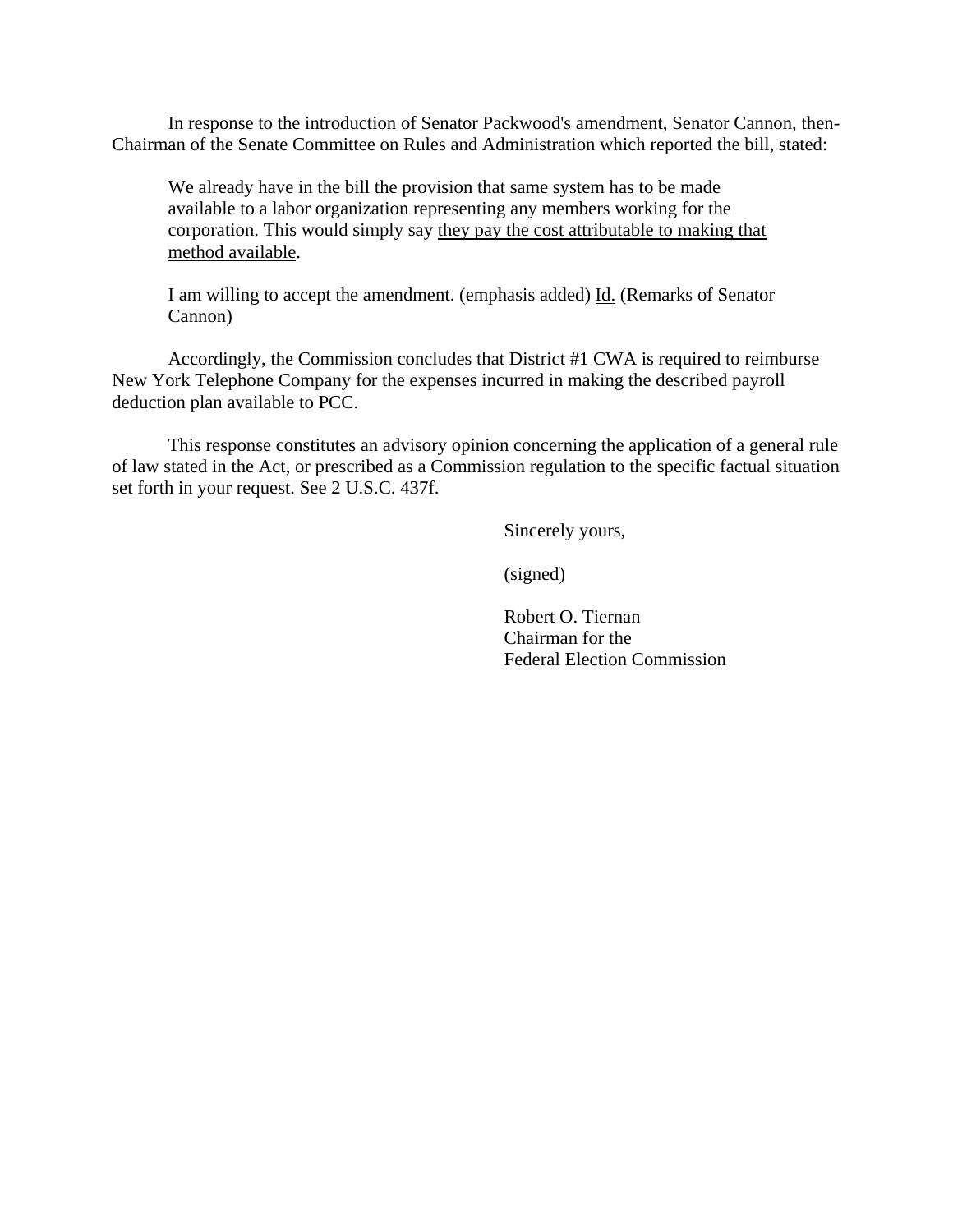In response to the introduction of Senator Packwood's amendment, Senator Cannon, then-Chairman of the Senate Committee on Rules and Administration which reported the bill, stated:

> We already have in the bill the provision that same system has to be made available to a labor organization representing any members working for the corporation. This would simply say <u>they pay the cost attributable to making that method available</u>.
>
> I am willing to accept the amendment. (emphasis added) <u>Id.</u> (Remarks of Senator Cannon)

Accordingly, the Commission concludes that District #1 CWA is required to reimburse New York Telephone Company for the expenses incurred in making the described payroll deduction plan available to PCC.

This response constitutes an advisory opinion concerning the application of a general rule of law stated in the Act, or prescribed as a Commission regulation to the specific factual situation set forth in your request. See 2 U.S.C. 437f.

Sincerely yours,

(signed)

Robert O. Tiernan
Chairman for the
Federal Election Commission